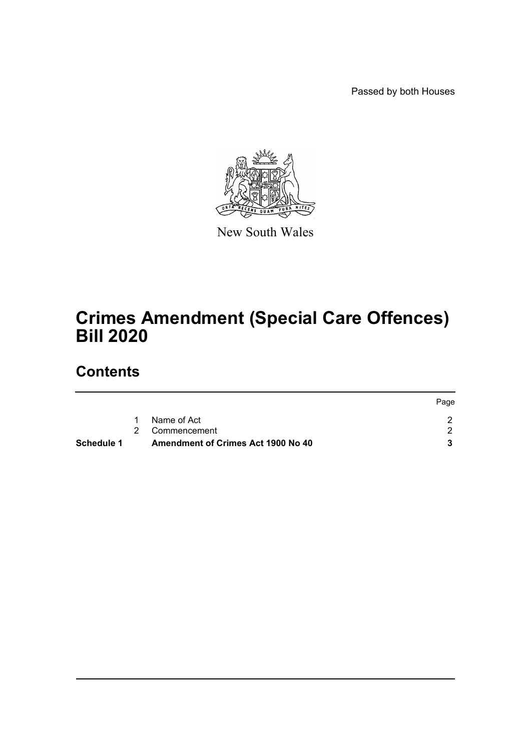Passed by both Houses

New South Wales

# Crimes Amendment (Special Care Offences) Bill 2020

## Contents

| | | | Page |
|---|---|---|---|
| | 1 | Name of Act | 2 |
| | 2 | Commencement | 2 |
| **Schedule 1** | | **Amendment of Crimes Act 1900 No 40** | **3** |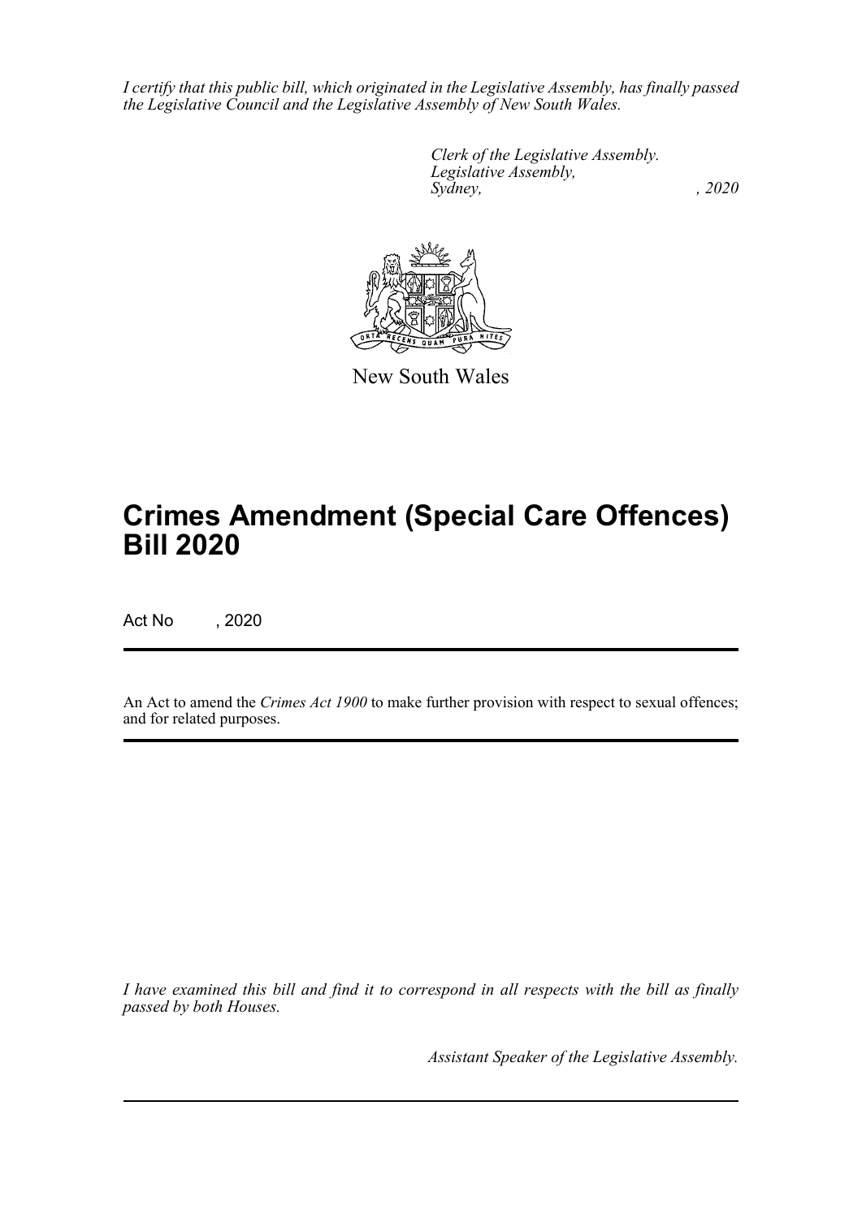*I certify that this public bill, which originated in the Legislative Assembly, has finally passed the Legislative Council and the Legislative Assembly of New South Wales.*

*Clerk of the Legislative Assembly.*
*Legislative Assembly,*
*Sydney, , 2020*

New South Wales

# Crimes Amendment (Special Care Offences) Bill 2020

Act No , 2020

An Act to amend the *Crimes Act 1900* to make further provision with respect to sexual offences; and for related purposes.

*I have examined this bill and find it to correspond in all respects with the bill as finally passed by both Houses.*

*Assistant Speaker of the Legislative Assembly.*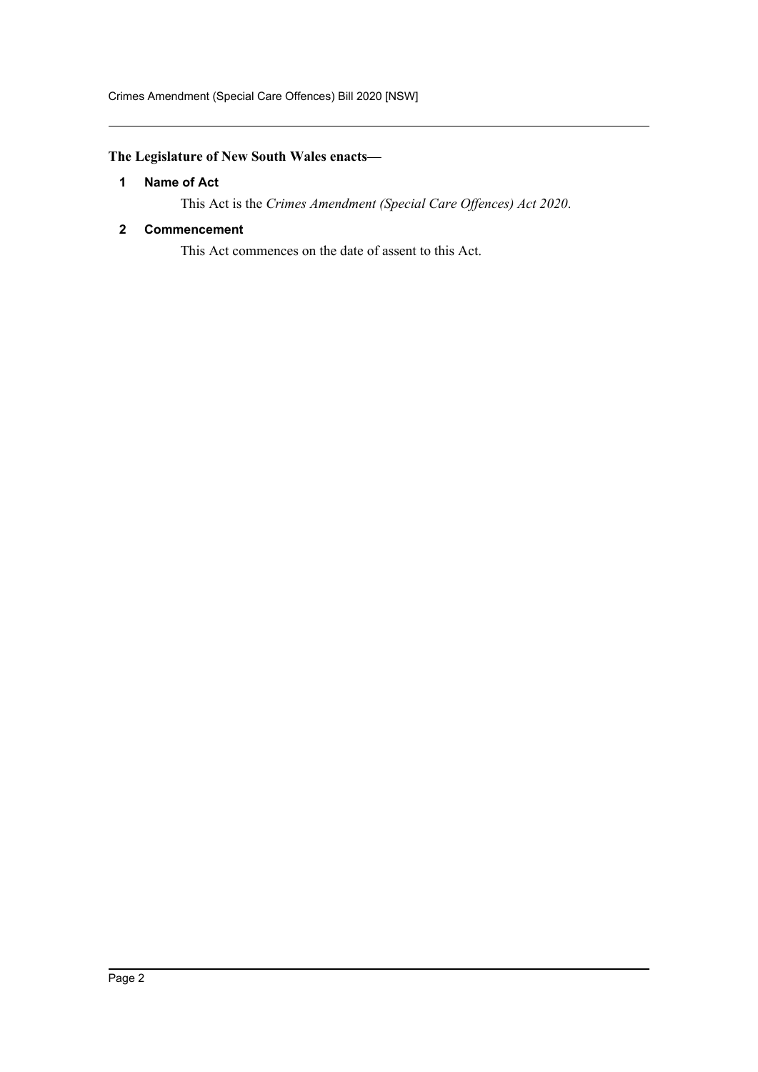**The Legislature of New South Wales enacts—**

## 1 Name of Act

This Act is the *Crimes Amendment (Special Care Offences) Act 2020*.

## 2 Commencement

This Act commences on the date of assent to this Act.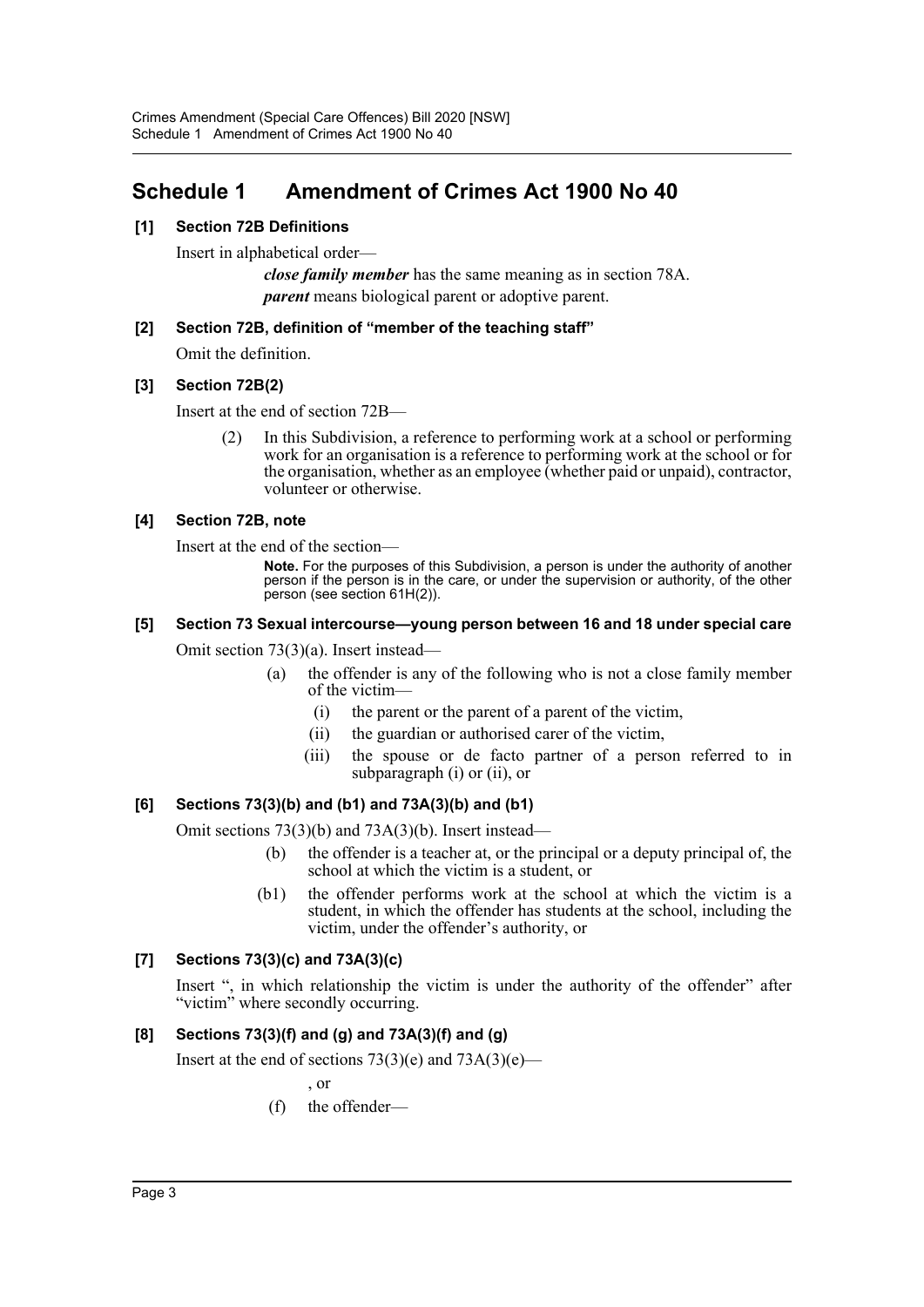# Schedule 1 Amendment of Crimes Act 1900 No 40

**[1] Section 72B Definitions**

Insert in alphabetical order—

> ***close family member*** has the same meaning as in section 78A.
>
> ***parent*** means biological parent or adoptive parent.

**[2] Section 72B, definition of "member of the teaching staff"**

Omit the definition.

**[3] Section 72B(2)**

Insert at the end of section 72B—

> (2) In this Subdivision, a reference to performing work at a school or performing work for an organisation is a reference to performing work at the school or for the organisation, whether as an employee (whether paid or unpaid), contractor, volunteer or otherwise.

**[4] Section 72B, note**

Insert at the end of the section—

> **Note.** For the purposes of this Subdivision, a person is under the authority of another person if the person is in the care, or under the supervision or authority, of the other person (see section 61H(2)).

**[5] Section 73 Sexual intercourse—young person between 16 and 18 under special care**

Omit section 73(3)(a). Insert instead—

> (a) the offender is any of the following who is not a close family member of the victim—
>
> (i) the parent or the parent of a parent of the victim,
>
> (ii) the guardian or authorised carer of the victim,
>
> (iii) the spouse or de facto partner of a person referred to in subparagraph (i) or (ii), or

**[6] Sections 73(3)(b) and (b1) and 73A(3)(b) and (b1)**

Omit sections 73(3)(b) and 73A(3)(b). Insert instead—

> (b) the offender is a teacher at, or the principal or a deputy principal of, the school at which the victim is a student, or
>
> (b1) the offender performs work at the school at which the victim is a student, in which the offender has students at the school, including the victim, under the offender's authority, or

**[7] Sections 73(3)(c) and 73A(3)(c)**

Insert ", in which relationship the victim is under the authority of the offender" after "victim" where secondly occurring.

**[8] Sections 73(3)(f) and (g) and 73A(3)(f) and (g)**

Insert at the end of sections 73(3)(e) and 73A(3)(e)—

> , or
>
> (f) the offender—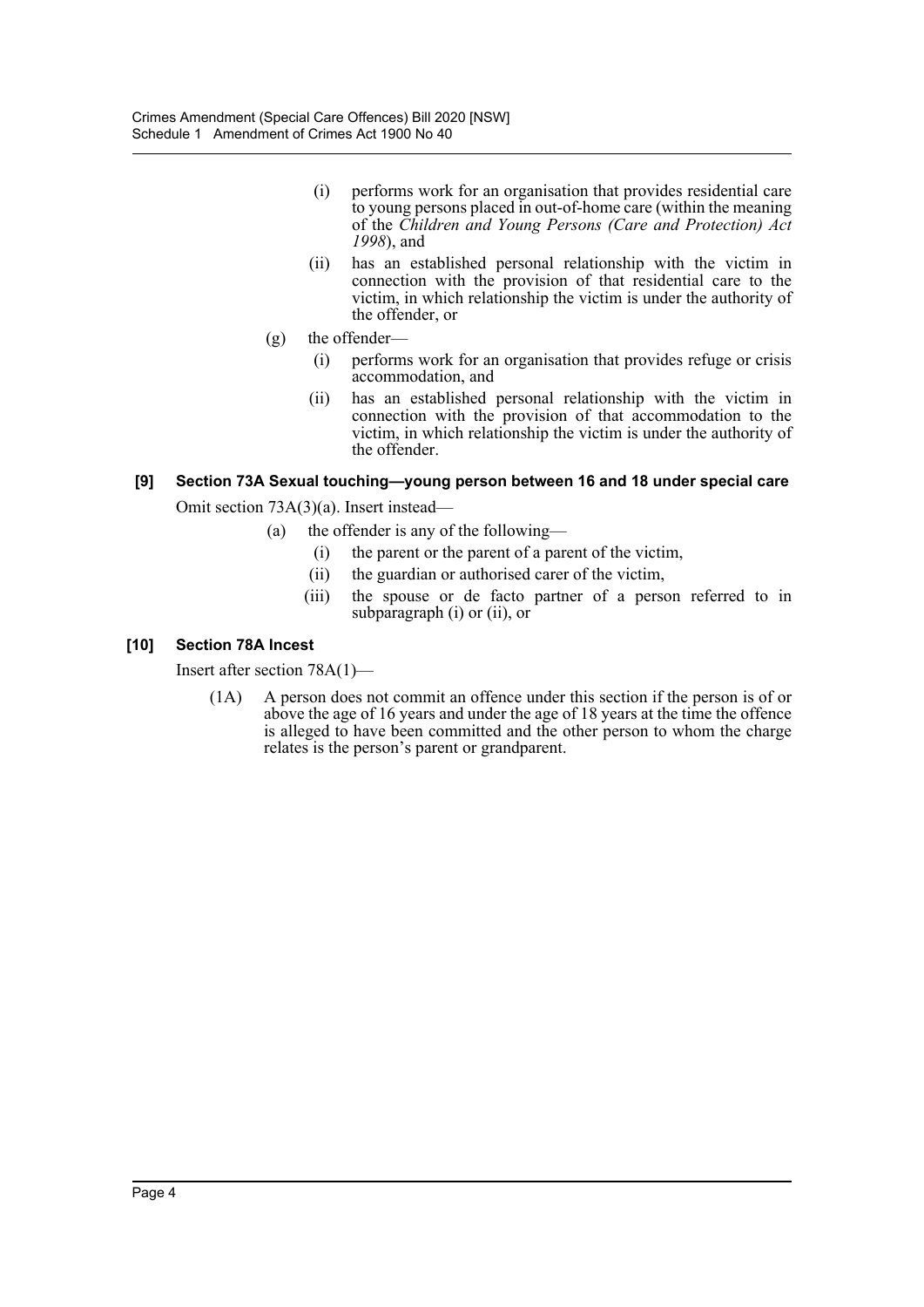- (i) performs work for an organisation that provides residential care to young persons placed in out-of-home care (within the meaning of the *Children and Young Persons (Care and Protection) Act 1998*), and
- (ii) has an established personal relationship with the victim in connection with the provision of that residential care to the victim, in which relationship the victim is under the authority of the offender, or

(g) the offender—

- (i) performs work for an organisation that provides refuge or crisis accommodation, and
- (ii) has an established personal relationship with the victim in connection with the provision of that accommodation to the victim, in which relationship the victim is under the authority of the offender.

### [9] Section 73A Sexual touching—young person between 16 and 18 under special care

Omit section 73A(3)(a). Insert instead—

(a) the offender is any of the following—

- (i) the parent or the parent of a parent of the victim,
- (ii) the guardian or authorised carer of the victim,
- (iii) the spouse or de facto partner of a person referred to in subparagraph (i) or (ii), or

### [10] Section 78A Incest

Insert after section 78A(1)—

(1A) A person does not commit an offence under this section if the person is of or above the age of 16 years and under the age of 18 years at the time the offence is alleged to have been committed and the other person to whom the charge relates is the person's parent or grandparent.